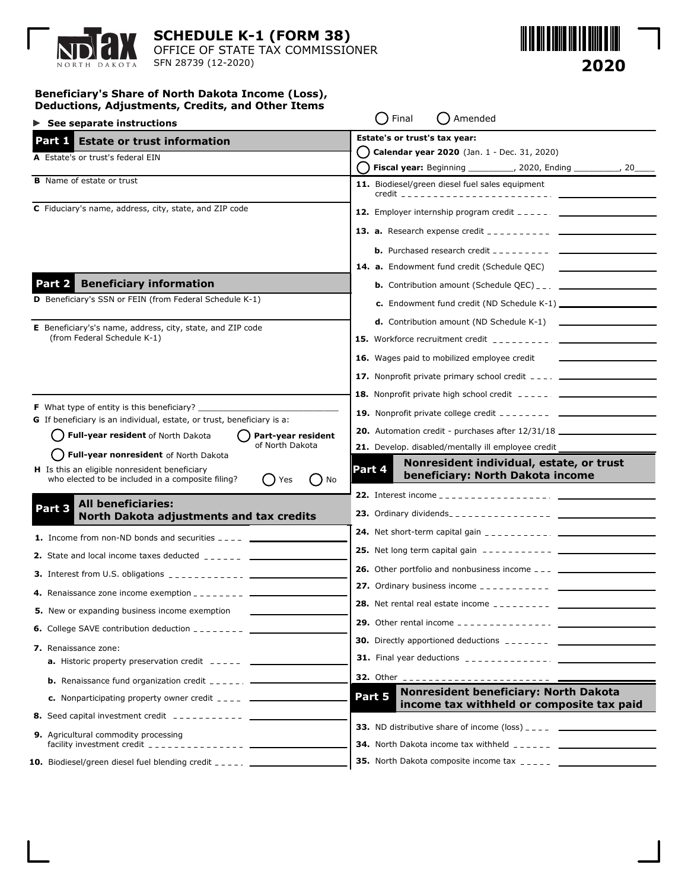# SCHEDULE K-1 (FORM 38)

OFFICE OF STATE TAX COMMISSIONER

SFN 28739 (12-2020)

**2020**

**Beneficiary's Share of North Dakota Income (Loss), Deductions, Adjustments, Credits, and Other Items**

► **See separate instructions**

○ Final ○ Amended

**Estate's or trust's tax year:**

○ **Calendar year 2020** (Jan. 1 - Dec. 31, 2020)

○ **Fiscal year:** Beginning _________, 2020, Ending _________, 20____

## Part 1 Estate or trust information

**A** Estate's or trust's federal EIN

**B** Name of estate or trust

**C** Fiduciary's name, address, city, state, and ZIP code

## Part 2 Beneficiary information

**D** Beneficiary's SSN or FEIN (from Federal Schedule K-1)

**E** Beneficiary's's name, address, city, state, and ZIP code (from Federal Schedule K-1)

**F** What type of entity is this beneficiary? ____________________________

**G** If beneficiary is an individual, estate, or trust, beneficiary is a:

○ **Full-year resident** of North Dakota ○ **Part-year resident** of North Dakota

○ **Full-year nonresident** of North Dakota

**H** Is this an eligible nonresident beneficiary who elected to be included in a composite filing? ○ Yes ○ No

## Part 3 All beneficiaries: North Dakota adjustments and tax credits

**1.** Income from non-ND bonds and securities ____________

**2.** State and local income taxes deducted ____________

**3.** Interest from U.S. obligations ____________

**4.** Renaissance zone income exemption ____________

**5.** New or expanding business income exemption ____________

**6.** College SAVE contribution deduction ____________

**7.** Renaissance zone:

- **a.** Historic property preservation credit ____________
- **b.** Renaissance fund organization credit ____________
- **c.** Nonparticipating property owner credit ____________

**8.** Seed capital investment credit ____________

**9.** Agricultural commodity processing facility investment credit ____________

**10.** Biodiesel/green diesel fuel blending credit ____________

**11.** Biodiesel/green diesel fuel sales equipment credit ____________

**12.** Employer internship program credit ____________

**13.** **a.** Research expense credit ____________

- **b.** Purchased research credit ____________

**14.** **a.** Endowment fund credit (Schedule QEC) ____________

- **b.** Contribution amount (Schedule QEC) ____________
- **c.** Endowment fund credit (ND Schedule K-1) ____________
- **d.** Contribution amount (ND Schedule K-1) ____________

**15.** Workforce recruitment credit ____________

**16.** Wages paid to mobilized employee credit ____________

**17.** Nonprofit private primary school credit ____________

**18.** Nonprofit private high school credit ____________

**19.** Nonprofit private college credit ____________

**20.** Automation credit - purchases after 12/31/18 ____________

**21.** Develop. disabled/mentally ill employee credit ____________

## Part 4 Nonresident individual, estate, or trust beneficiary: North Dakota income

**22.** Interest income ____________

**23.** Ordinary dividends ____________

**24.** Net short-term capital gain ____________

**25.** Net long term capital gain ____________

**26.** Other portfolio and nonbusiness income ____________

**27.** Ordinary business income ____________

**28.** Net rental real estate income ____________

**29.** Other rental income ____________

**30.** Directly apportioned deductions ____________

**31.** Final year deductions ____________

**32.** Other ____________

## Part 5 Nonresident beneficiary: North Dakota income tax withheld or composite tax paid

**33.** ND distributive share of income (loss) ____________

**34.** North Dakota income tax withheld ____________

**35.** North Dakota composite income tax ____________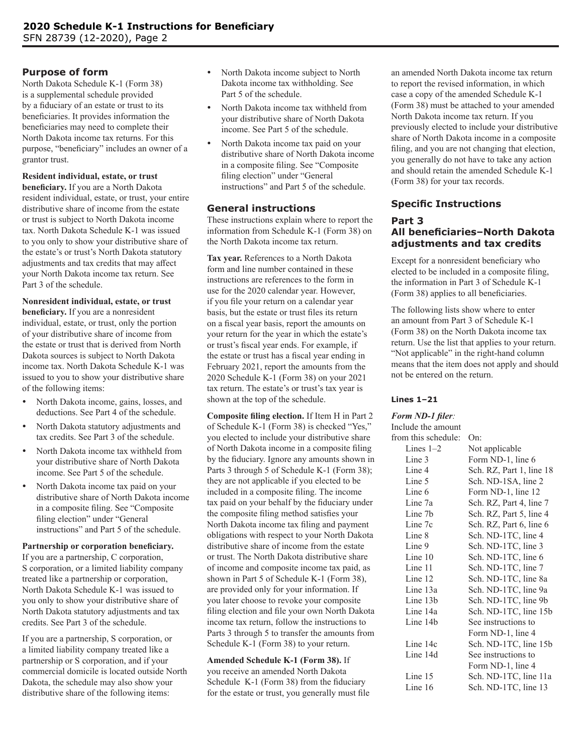## Purpose of form

North Dakota Schedule K-1 (Form 38) is a supplemental schedule provided by a fiduciary of an estate or trust to its beneficiaries. It provides information the beneficiaries may need to complete their North Dakota income tax returns. For this purpose, "beneficiary" includes an owner of a grantor trust.

**Resident individual, estate, or trust beneficiary.** If you are a North Dakota resident individual, estate, or trust, your entire distributive share of income from the estate or trust is subject to North Dakota income tax. North Dakota Schedule K-1 was issued to you only to show your distributive share of the estate's or trust's North Dakota statutory adjustments and tax credits that may affect your North Dakota income tax return. See Part 3 of the schedule.

**Nonresident individual, estate, or trust beneficiary.** If you are a nonresident individual, estate, or trust, only the portion of your distributive share of income from the estate or trust that is derived from North Dakota sources is subject to North Dakota income tax. North Dakota Schedule K-1 was issued to you to show your distributive share of the following items:

- North Dakota income, gains, losses, and deductions. See Part 4 of the schedule.
- North Dakota statutory adjustments and tax credits. See Part 3 of the schedule.
- North Dakota income tax withheld from your distributive share of North Dakota income. See Part 5 of the schedule.
- North Dakota income tax paid on your distributive share of North Dakota income in a composite filing. See "Composite filing election" under "General instructions" and Part 5 of the schedule.

**Partnership or corporation beneficiary.** If you are a partnership, C corporation, S corporation, or a limited liability company treated like a partnership or corporation, North Dakota Schedule K-1 was issued to you only to show your distributive share of North Dakota statutory adjustments and tax credits. See Part 3 of the schedule.

If you are a partnership, S corporation, or a limited liability company treated like a partnership or S corporation, and if your commercial domicile is located outside North Dakota, the schedule may also show your distributive share of the following items:

- North Dakota income subject to North Dakota income tax withholding. See Part 5 of the schedule.
- North Dakota income tax withheld from your distributive share of North Dakota income. See Part 5 of the schedule.
- North Dakota income tax paid on your distributive share of North Dakota income in a composite filing. See "Composite filing election" under "General instructions" and Part 5 of the schedule.

## General instructions

These instructions explain where to report the information from Schedule K-1 (Form 38) on the North Dakota income tax return.

**Tax year.** References to a North Dakota form and line number contained in these instructions are references to the form in use for the 2020 calendar year. However, if you file your return on a calendar year basis, but the estate or trust files its return on a fiscal year basis, report the amounts on your return for the year in which the estate's or trust's fiscal year ends. For example, if the estate or trust has a fiscal year ending in February 2021, report the amounts from the 2020 Schedule K-1 (Form 38) on your 2021 tax return. The estate's or trust's tax year is shown at the top of the schedule.

**Composite filing election.** If Item H in Part 2 of Schedule K-1 (Form 38) is checked "Yes," you elected to include your distributive share of North Dakota income in a composite filing by the fiduciary. Ignore any amounts shown in Parts 3 through 5 of Schedule K-1 (Form 38); they are not applicable if you elected to be included in a composite filing. The income tax paid on your behalf by the fiduciary under the composite filing method satisfies your North Dakota income tax filing and payment obligations with respect to your North Dakota distributive share of income from the estate or trust. The North Dakota distributive share of income and composite income tax paid, as shown in Part 5 of Schedule K-1 (Form 38), are provided only for your information. If you later choose to revoke your composite filing election and file your own North Dakota income tax return, follow the instructions to Parts 3 through 5 to transfer the amounts from Schedule K-1 (Form 38) to your return.

**Amended Schedule K-1 (Form 38).** If you receive an amended North Dakota Schedule K-1 (Form 38) from the fiduciary for the estate or trust, you generally must file an amended North Dakota income tax return to report the revised information, in which case a copy of the amended Schedule K-1 (Form 38) must be attached to your amended North Dakota income tax return. If you previously elected to include your distributive share of North Dakota income in a composite filing, and you are not changing that election, you generally do not have to take any action and should retain the amended Schedule K-1 (Form 38) for your tax records.

## Specific Instructions

### Part 3
### All beneficiaries–North Dakota adjustments and tax credits

Except for a nonresident beneficiary who elected to be included in a composite filing, the information in Part 3 of Schedule K-1 (Form 38) applies to all beneficiaries.

The following lists show where to enter an amount from Part 3 of Schedule K-1 (Form 38) on the North Dakota income tax return. Use the list that applies to your return. "Not applicable" in the right-hand column means that the item does not apply and should not be entered on the return.

#### Lines 1–21

***Form ND-1 filer:***

| Include the amount from this schedule: | On: |
|---|---|
| Lines 1–2 | Not applicable |
| Line 3 | Form ND-1, line 6 |
| Line 4 | Sch. RZ, Part 1, line 18 |
| Line 5 | Sch. ND-1SA, line 2 |
| Line 6 | Form ND-1, line 12 |
| Line 7a | Sch. RZ, Part 4, line 7 |
| Line 7b | Sch. RZ, Part 5, line 4 |
| Line 7c | Sch. RZ, Part 6, line 6 |
| Line 8 | Sch. ND-1TC, line 4 |
| Line 9 | Sch. ND-1TC, line 3 |
| Line 10 | Sch. ND-1TC, line 6 |
| Line 11 | Sch. ND-1TC, line 7 |
| Line 12 | Sch. ND-1TC, line 8a |
| Line 13a | Sch. ND-1TC, line 9a |
| Line 13b | Sch. ND-1TC, line 9b |
| Line 14a | Sch. ND-1TC, line 15b |
| Line 14b | See instructions to Form ND-1, line 4 |
| Line 14c | Sch. ND-1TC, line 15b |
| Line 14d | See instructions to Form ND-1, line 4 |
| Line 15 | Sch. ND-1TC, line 11a |
| Line 16 | Sch. ND-1TC, line 13 |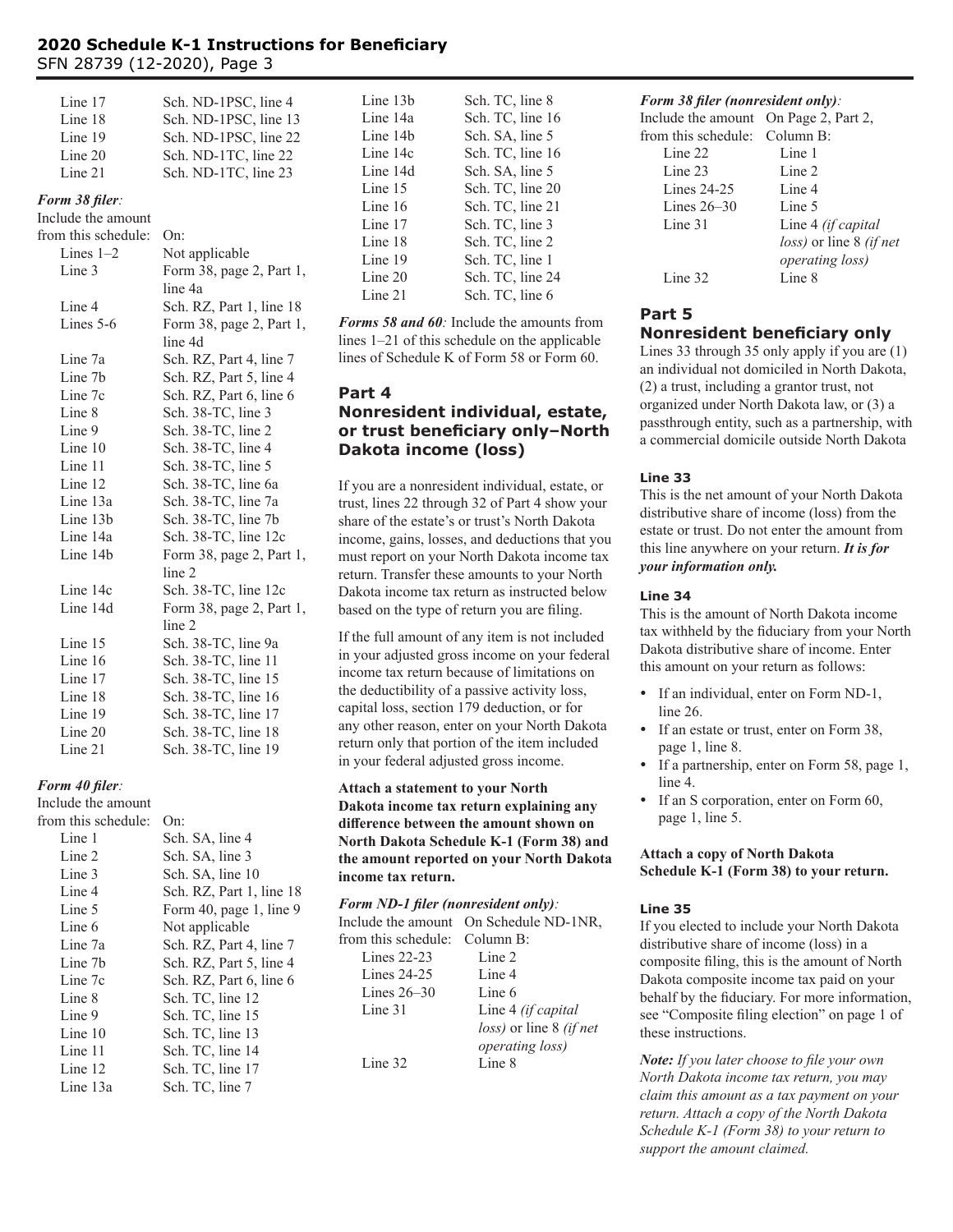| | |
|---|---|
| Line 17 | Sch. ND-1PSC, line 4 |
| Line 18 | Sch. ND-1PSC, line 13 |
| Line 19 | Sch. ND-1PSC, line 22 |
| Line 20 | Sch. ND-1TC, line 22 |
| Line 21 | Sch. ND-1TC, line 23 |

*Form 38 filer:*

| Include the amount from this schedule: | On: |
|---|---|
| Lines 1–2 | Not applicable |
| Line 3 | Form 38, page 2, Part 1, line 4a |
| Line 4 | Sch. RZ, Part 1, line 18 |
| Lines 5-6 | Form 38, page 2, Part 1, line 4d |
| Line 7a | Sch. RZ, Part 4, line 7 |
| Line 7b | Sch. RZ, Part 5, line 4 |
| Line 7c | Sch. RZ, Part 6, line 6 |
| Line 8 | Sch. 38-TC, line 3 |
| Line 9 | Sch. 38-TC, line 2 |
| Line 10 | Sch. 38-TC, line 4 |
| Line 11 | Sch. 38-TC, line 5 |
| Line 12 | Sch. 38-TC, line 6a |
| Line 13a | Sch. 38-TC, line 7a |
| Line 13b | Sch. 38-TC, line 7b |
| Line 14a | Sch. 38-TC, line 12c |
| Line 14b | Form 38, page 2, Part 1, line 2 |
| Line 14c | Sch. 38-TC, line 12c |
| Line 14d | Form 38, page 2, Part 1, line 2 |
| Line 15 | Sch. 38-TC, line 9a |
| Line 16 | Sch. 38-TC, line 11 |
| Line 17 | Sch. 38-TC, line 15 |
| Line 18 | Sch. 38-TC, line 16 |
| Line 19 | Sch. 38-TC, line 17 |
| Line 20 | Sch. 38-TC, line 18 |
| Line 21 | Sch. 38-TC, line 19 |

*Form 40 filer:*

| Include the amount from this schedule: | On: |
|---|---|
| Line 1 | Sch. SA, line 4 |
| Line 2 | Sch. SA, line 3 |
| Line 3 | Sch. SA, line 10 |
| Line 4 | Sch. RZ, Part 1, line 18 |
| Line 5 | Form 40, page 1, line 9 |
| Line 6 | Not applicable |
| Line 7a | Sch. RZ, Part 4, line 7 |
| Line 7b | Sch. RZ, Part 5, line 4 |
| Line 7c | Sch. RZ, Part 6, line 6 |
| Line 8 | Sch. TC, line 12 |
| Line 9 | Sch. TC, line 15 |
| Line 10 | Sch. TC, line 13 |
| Line 11 | Sch. TC, line 14 |
| Line 12 | Sch. TC, line 17 |
| Line 13a | Sch. TC, line 7 |
| Line 13b | Sch. TC, line 8 |
| Line 14a | Sch. TC, line 16 |
| Line 14b | Sch. SA, line 5 |
| Line 14c | Sch. TC, line 16 |
| Line 14d | Sch. SA, line 5 |
| Line 15 | Sch. TC, line 20 |
| Line 16 | Sch. TC, line 21 |
| Line 17 | Sch. TC, line 3 |
| Line 18 | Sch. TC, line 2 |
| Line 19 | Sch. TC, line 1 |
| Line 20 | Sch. TC, line 24 |
| Line 21 | Sch. TC, line 6 |

***Forms 58 and 60**:* Include the amounts from lines 1–21 of this schedule on the applicable lines of Schedule K of Form 58 or Form 60.

## Part 4
## Nonresident individual, estate, or trust beneficiary only–North Dakota income (loss)

If you are a nonresident individual, estate, or trust, lines 22 through 32 of Part 4 show your share of the estate's or trust's North Dakota income, gains, losses, and deductions that you must report on your North Dakota income tax return. Transfer these amounts to your North Dakota income tax return as instructed below based on the type of return you are filing.

If the full amount of any item is not included in your adjusted gross income on your federal income tax return because of limitations on the deductibility of a passive activity loss, capital loss, section 179 deduction, or for any other reason, enter on your North Dakota return only that portion of the item included in your federal adjusted gross income.

**Attach a statement to your North Dakota income tax return explaining any difference between the amount shown on North Dakota Schedule K-1 (Form 38) and the amount reported on your North Dakota income tax return.**

*Form ND-1 filer (nonresident only):*

| Include the amount from this schedule: | On Schedule ND-1NR, Column B: |
|---|---|
| Lines 22-23 | Line 2 |
| Lines 24-25 | Line 4 |
| Lines 26–30 | Line 6 |
| Line 31 | Line 4 *(if capital loss)* or line 8 *(if net operating loss)* |
| Line 32 | Line 8 |

*Form 38 filer (nonresident only):*

| Include the amount from this schedule: | On Page 2, Part 2, Column B: |
|---|---|
| Line 22 | Line 1 |
| Line 23 | Line 2 |
| Lines 24-25 | Line 4 |
| Lines 26–30 | Line 5 |
| Line 31 | Line 4 *(if capital loss)* or line 8 *(if net operating loss)* |
| Line 32 | Line 8 |

## Part 5
## Nonresident beneficiary only

Lines 33 through 35 only apply if you are (1) an individual not domiciled in North Dakota, (2) a trust, including a grantor trust, not organized under North Dakota law, or (3) a passthrough entity, such as a partnership, with a commercial domicile outside North Dakota

#### Line 33

This is the net amount of your North Dakota distributive share of income (loss) from the estate or trust. Do not enter the amount from this line anywhere on your return. ***It is for your information only.***

#### Line 34

This is the amount of North Dakota income tax withheld by the fiduciary from your North Dakota distributive share of income. Enter this amount on your return as follows:

- If an individual, enter on Form ND-1, line 26.
- If an estate or trust, enter on Form 38, page 1, line 8.
- If a partnership, enter on Form 58, page 1, line 4.
- If an S corporation, enter on Form 60, page 1, line 5.

**Attach a copy of North Dakota Schedule K-1 (Form 38) to your return.**

#### Line 35

If you elected to include your North Dakota distributive share of income (loss) in a composite filing, this is the amount of North Dakota composite income tax paid on your behalf by the fiduciary. For more information, see "Composite filing election" on page 1 of these instructions.

***Note:** If you later choose to file your own North Dakota income tax return, you may claim this amount as a tax payment on your return. Attach a copy of the North Dakota Schedule K-1 (Form 38) to your return to support the amount claimed.*